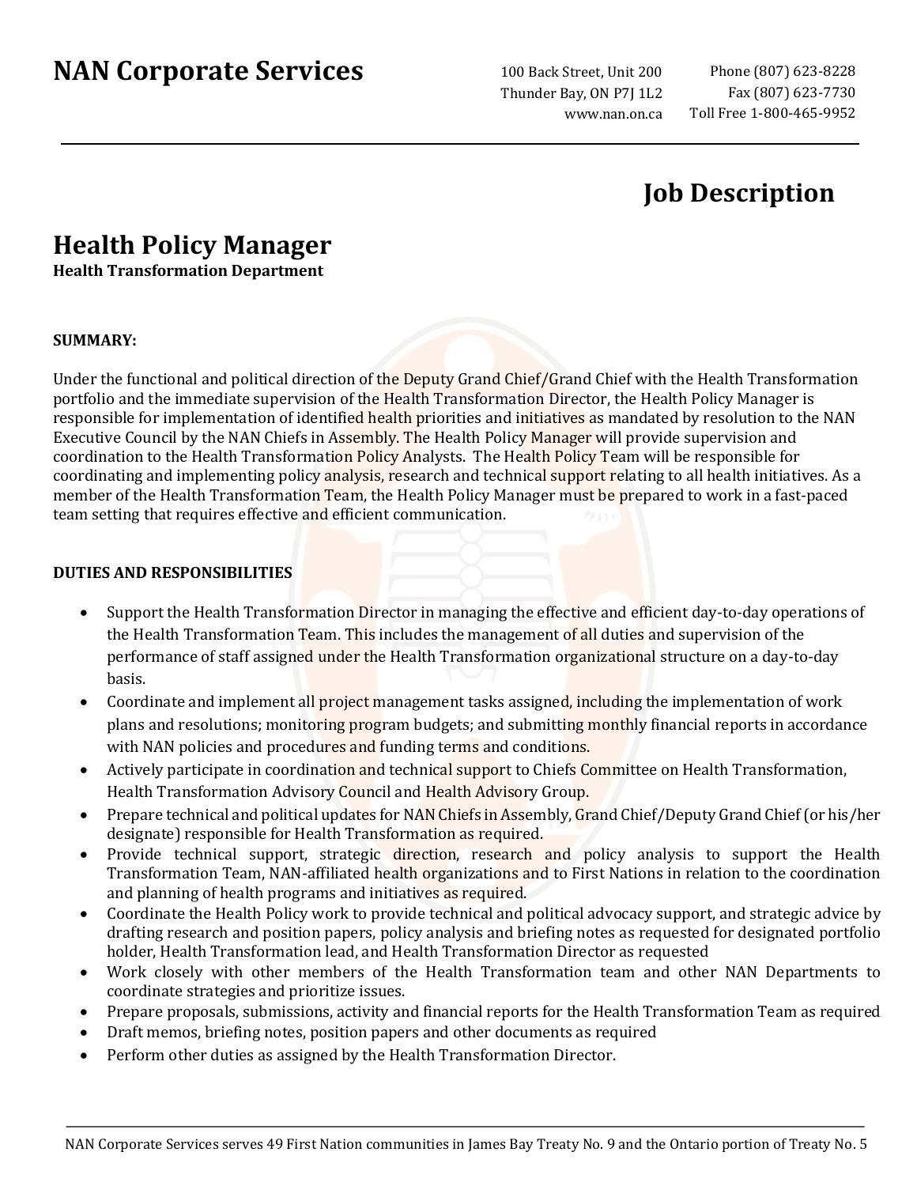# NAN Corporate Services

100 Back Street, Unit 200
Thunder Bay, ON P7J 1L2
www.nan.on.ca

Phone (807) 623-8228
Fax (807) 623-7730
Toll Free 1-800-465-9952

## Job Description

## Health Policy Manager

**Health Transformation Department**

**SUMMARY:**

Under the functional and political direction of the Deputy Grand Chief/Grand Chief with the Health Transformation portfolio and the immediate supervision of the Health Transformation Director, the Health Policy Manager is responsible for implementation of identified health priorities and initiatives as mandated by resolution to the NAN Executive Council by the NAN Chiefs in Assembly. The Health Policy Manager will provide supervision and coordination to the Health Transformation Policy Analysts. The Health Policy Team will be responsible for coordinating and implementing policy analysis, research and technical support relating to all health initiatives. As a member of the Health Transformation Team, the Health Policy Manager must be prepared to work in a fast-paced team setting that requires effective and efficient communication.

**DUTIES AND RESPONSIBILITIES**

- Support the Health Transformation Director in managing the effective and efficient day-to-day operations of the Health Transformation Team. This includes the management of all duties and supervision of the performance of staff assigned under the Health Transformation organizational structure on a day-to-day basis.
- Coordinate and implement all project management tasks assigned, including the implementation of work plans and resolutions; monitoring program budgets; and submitting monthly financial reports in accordance with NAN policies and procedures and funding terms and conditions.
- Actively participate in coordination and technical support to Chiefs Committee on Health Transformation, Health Transformation Advisory Council and Health Advisory Group.
- Prepare technical and political updates for NAN Chiefs in Assembly, Grand Chief/Deputy Grand Chief (or his/her designate) responsible for Health Transformation as required.
- Provide technical support, strategic direction, research and policy analysis to support the Health Transformation Team, NAN-affiliated health organizations and to First Nations in relation to the coordination and planning of health programs and initiatives as required.
- Coordinate the Health Policy work to provide technical and political advocacy support, and strategic advice by drafting research and position papers, policy analysis and briefing notes as requested for designated portfolio holder, Health Transformation lead, and Health Transformation Director as requested
- Work closely with other members of the Health Transformation team and other NAN Departments to coordinate strategies and prioritize issues.
- Prepare proposals, submissions, activity and financial reports for the Health Transformation Team as required
- Draft memos, briefing notes, position papers and other documents as required
- Perform other duties as assigned by the Health Transformation Director.

NAN Corporate Services serves 49 First Nation communities in James Bay Treaty No. 9 and the Ontario portion of Treaty No. 5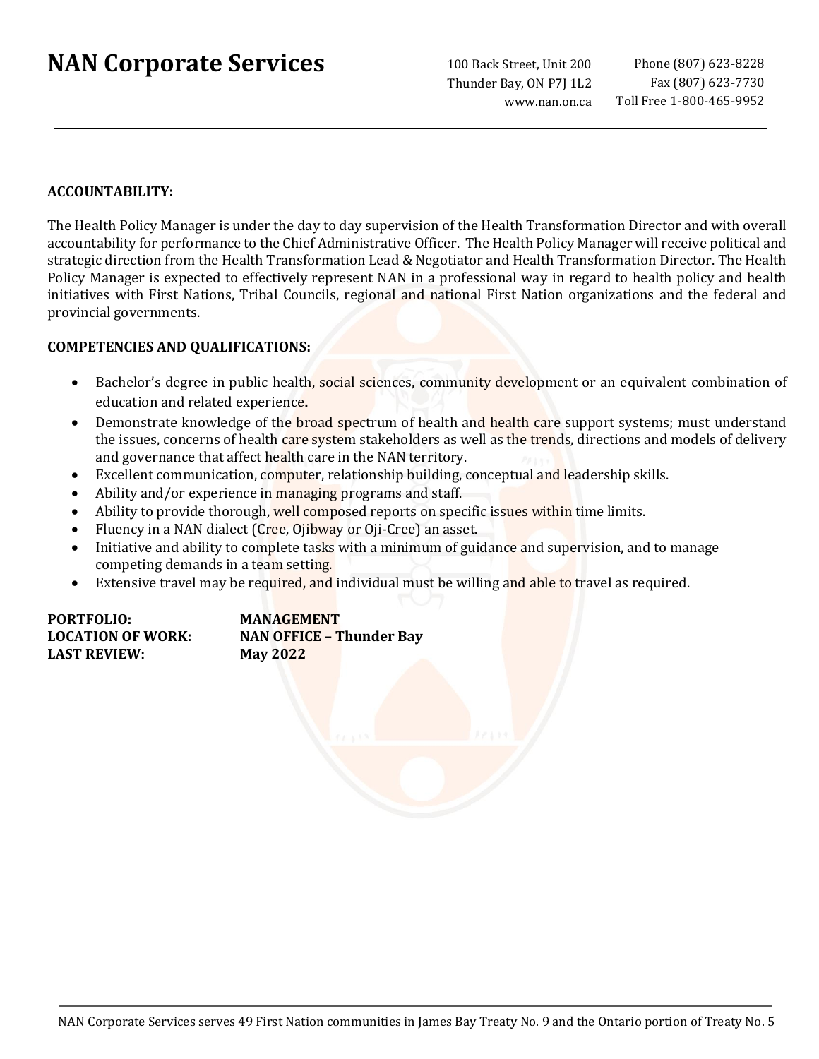**ACCOUNTABILITY:**

The Health Policy Manager is under the day to day supervision of the Health Transformation Director and with overall accountability for performance to the Chief Administrative Officer. The Health Policy Manager will receive political and strategic direction from the Health Transformation Lead & Negotiator and Health Transformation Director. The Health Policy Manager is expected to effectively represent NAN in a professional way in regard to health policy and health initiatives with First Nations, Tribal Councils, regional and national First Nation organizations and the federal and provincial governments.

**COMPETENCIES AND QUALIFICATIONS:**

- Bachelor's degree in public health, social sciences, community development or an equivalent combination of education and related experience.
- Demonstrate knowledge of the broad spectrum of health and health care support systems; must understand the issues, concerns of health care system stakeholders as well as the trends, directions and models of delivery and governance that affect health care in the NAN territory.
- Excellent communication, computer, relationship building, conceptual and leadership skills.
- Ability and/or experience in managing programs and staff.
- Ability to provide thorough, well composed reports on specific issues within time limits.
- Fluency in a NAN dialect (Cree, Ojibway or Oji-Cree) an asset.
- Initiative and ability to complete tasks with a minimum of guidance and supervision, and to manage competing demands in a team setting.
- Extensive travel may be required, and individual must be willing and able to travel as required.

**PORTFOLIO:** **MANAGEMENT**
**LOCATION OF WORK:** **NAN OFFICE – Thunder Bay**
**LAST REVIEW:** **May 2022**